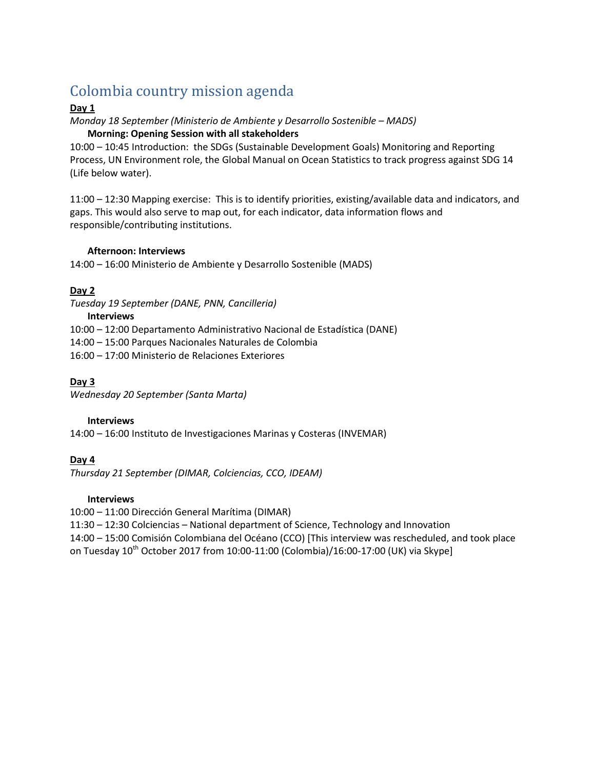# Colombia country mission agenda

**Day 1**

*Monday 18 September (Ministerio de Ambiente y Desarrollo Sostenible – MADS)*

**Morning: Opening Session with all stakeholders**

10:00 – 10:45 Introduction: the SDGs (Sustainable Development Goals) Monitoring and Reporting Process, UN Environment role, the Global Manual on Ocean Statistics to track progress against SDG 14 (Life below water).

11:00 – 12:30 Mapping exercise: This is to identify priorities, existing/available data and indicators, and gaps. This would also serve to map out, for each indicator, data information flows and responsible/contributing institutions.

**Afternoon: Interviews**

14:00 – 16:00 Ministerio de Ambiente y Desarrollo Sostenible (MADS)

**Day 2**

*Tuesday 19 September (DANE, PNN, Cancilleria)*

**Interviews**

10:00 – 12:00 Departamento Administrativo Nacional de Estadística (DANE)
14:00 – 15:00 Parques Nacionales Naturales de Colombia
16:00 – 17:00 Ministerio de Relaciones Exteriores

**Day 3**

*Wednesday 20 September (Santa Marta)*

**Interviews**

14:00 – 16:00 Instituto de Investigaciones Marinas y Costeras (INVEMAR)

**Day 4**

*Thursday 21 September (DIMAR, Colciencias, CCO, IDEAM)*

**Interviews**

10:00 – 11:00 Dirección General Marítima (DIMAR)
11:30 – 12:30 Colciencias – National department of Science, Technology and Innovation
14:00 – 15:00 Comisión Colombiana del Océano (CCO) [This interview was rescheduled, and took place on Tuesday 10th October 2017 from 10:00-11:00 (Colombia)/16:00-17:00 (UK) via Skype]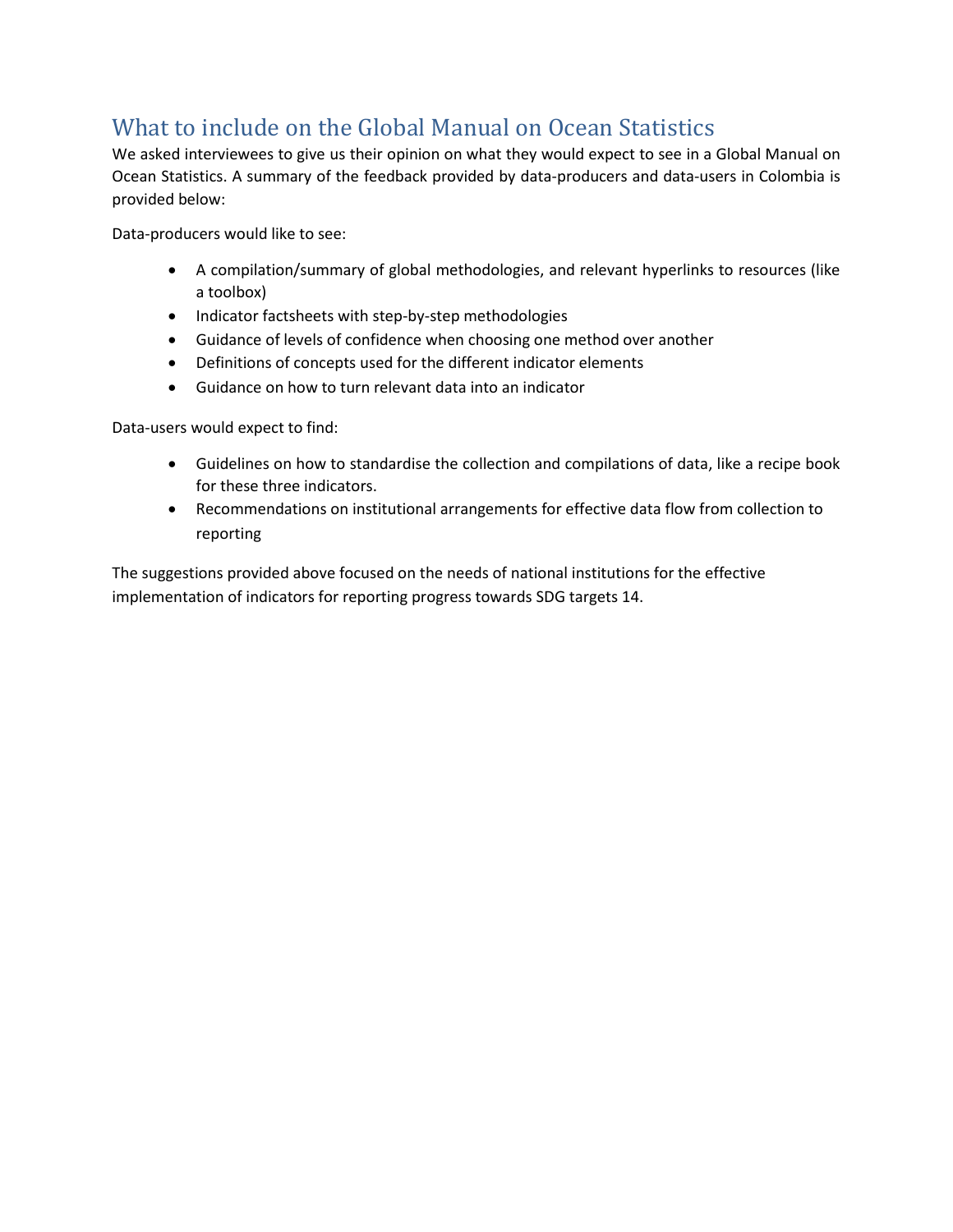## What to include on the Global Manual on Ocean Statistics

We asked interviewees to give us their opinion on what they would expect to see in a Global Manual on Ocean Statistics. A summary of the feedback provided by data-producers and data-users in Colombia is provided below:

Data-producers would like to see:

- A compilation/summary of global methodologies, and relevant hyperlinks to resources (like a toolbox)
- Indicator factsheets with step-by-step methodologies
- Guidance of levels of confidence when choosing one method over another
- Definitions of concepts used for the different indicator elements
- Guidance on how to turn relevant data into an indicator

Data-users would expect to find:

- Guidelines on how to standardise the collection and compilations of data, like a recipe book for these three indicators.
- Recommendations on institutional arrangements for effective data flow from collection to reporting

The suggestions provided above focused on the needs of national institutions for the effective implementation of indicators for reporting progress towards SDG targets 14.